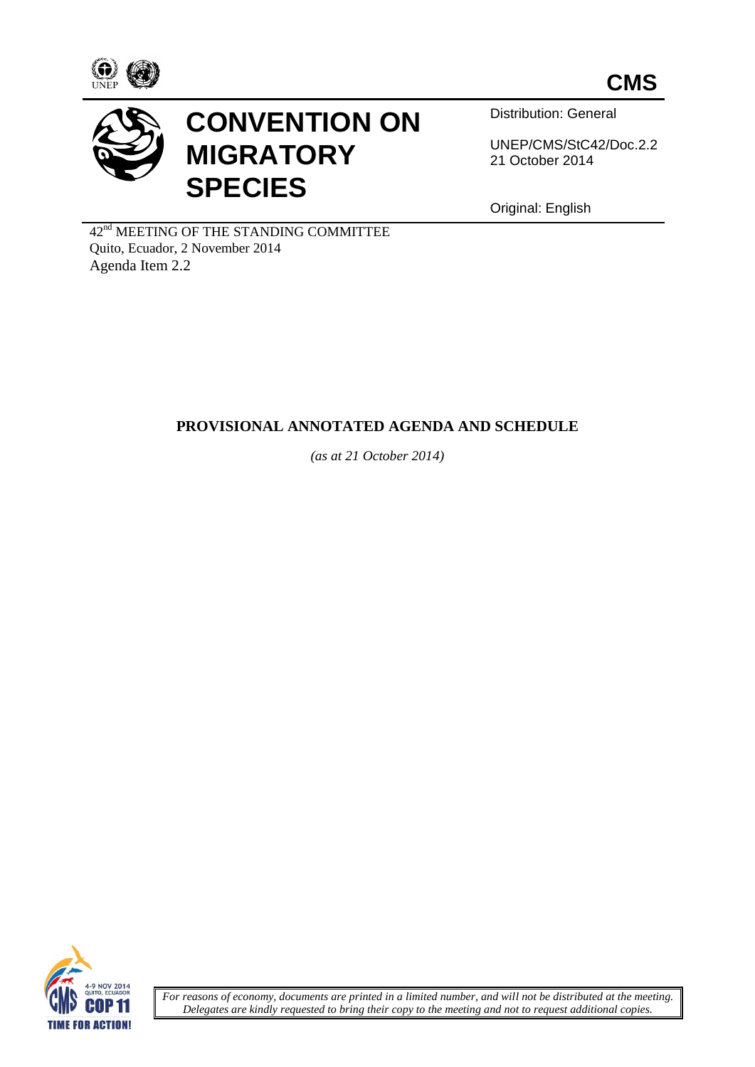**CMS**

# CONVENTION ON MIGRATORY SPECIES

Distribution: General

UNEP/CMS/StC42/Doc.2.2
21 October 2014

Original: English

42nd MEETING OF THE STANDING COMMITTEE
Quito, Ecuador, 2 November 2014
Agenda Item 2.2

## PROVISIONAL ANNOTATED AGENDA AND SCHEDULE

*(as at 21 October 2014)*

*For reasons of economy, documents are printed in a limited number, and will not be distributed at the meeting. Delegates are kindly requested to bring their copy to the meeting and not to request additional copies.*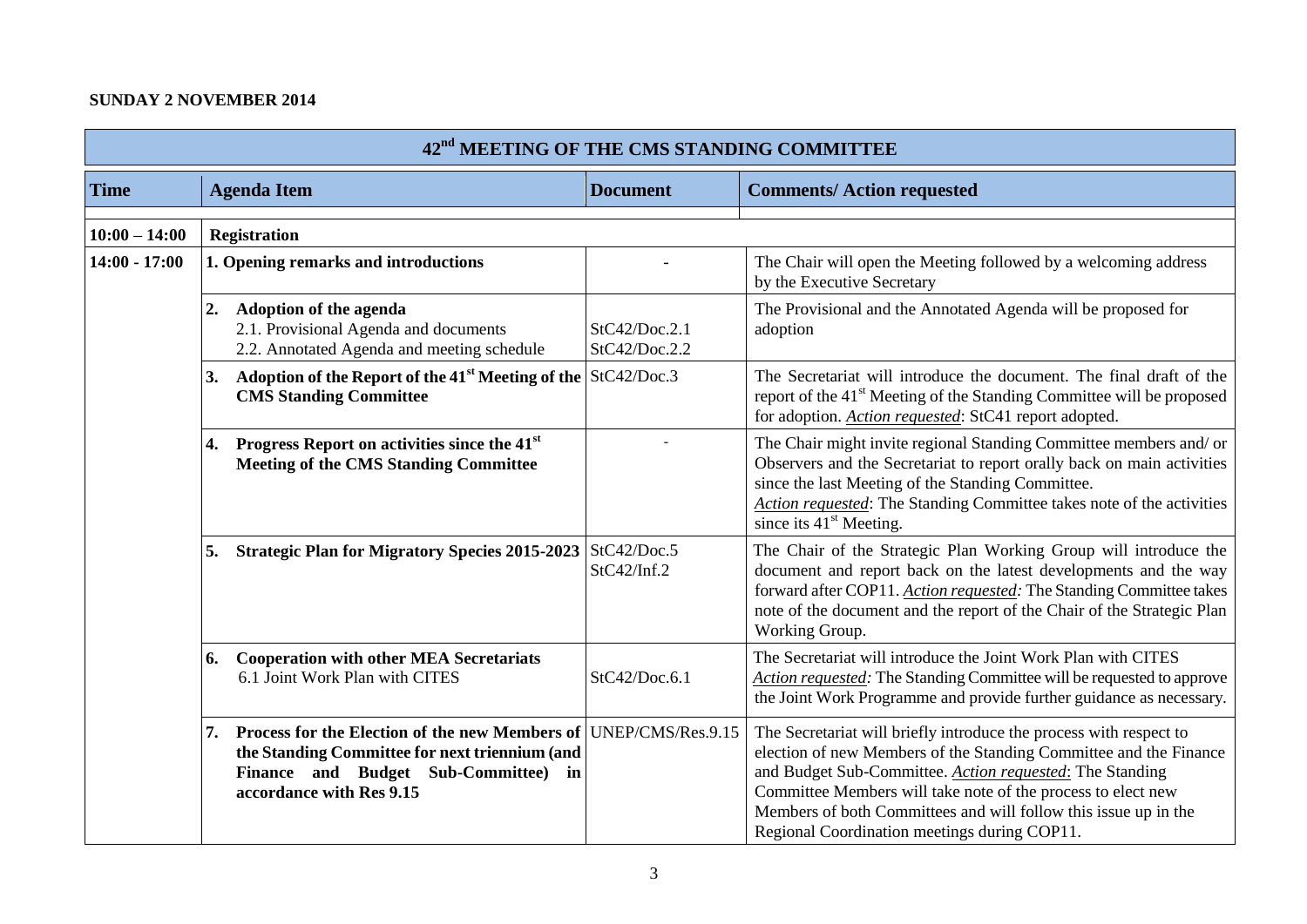**SUNDAY 2 NOVEMBER 2014**

| 42nd MEETING OF THE CMS STANDING COMMITTEE | | | |
|---|---|---|---|
| **Time** | **Agenda Item** | **Document** | **Comments/ Action requested** |
| **10:00 – 14:00** | **Registration** | | |
| **14:00 - 17:00** | **1. Opening remarks and introductions** | - | The Chair will open the Meeting followed by a welcoming address by the Executive Secretary |
| | **2. Adoption of the agenda**<br>2.1. Provisional Agenda and documents<br>2.2. Annotated Agenda and meeting schedule | StC42/Doc.2.1<br>StC42/Doc.2.2 | The Provisional and the Annotated Agenda will be proposed for adoption |
| | **3. Adoption of the Report of the 41st Meeting of the CMS Standing Committee** | StC42/Doc.3 | The Secretariat will introduce the document. The final draft of the report of the 41st Meeting of the Standing Committee will be proposed for adoption. *Action requested*: StC41 report adopted. |
| | **4. Progress Report on activities since the 41st Meeting of the CMS Standing Committee** | - | The Chair might invite regional Standing Committee members and/ or Observers and the Secretariat to report orally back on main activities since the last Meeting of the Standing Committee.<br>*Action requested*: The Standing Committee takes note of the activities since its 41st Meeting. |
| | **5. Strategic Plan for Migratory Species 2015-2023** | StC42/Doc.5<br>StC42/Inf.2 | The Chair of the Strategic Plan Working Group will introduce the document and report back on the latest developments and the way forward after COP11. *Action requested:* The Standing Committee takes note of the document and the report of the Chair of the Strategic Plan Working Group. |
| | **6. Cooperation with other MEA Secretariats**<br>6.1 Joint Work Plan with CITES | StC42/Doc.6.1 | The Secretariat will introduce the Joint Work Plan with CITES<br>*Action requested:* The Standing Committee will be requested to approve the Joint Work Programme and provide further guidance as necessary. |
| | **7. Process for the Election of the new Members of the Standing Committee for next triennium (and Finance and Budget Sub-Committee) in accordance with Res 9.15** | UNEP/CMS/Res.9.15 | The Secretariat will briefly introduce the process with respect to election of new Members of the Standing Committee and the Finance and Budget Sub-Committee. *Action requested*: The Standing Committee Members will take note of the process to elect new Members of both Committees and will follow this issue up in the Regional Coordination meetings during COP11. |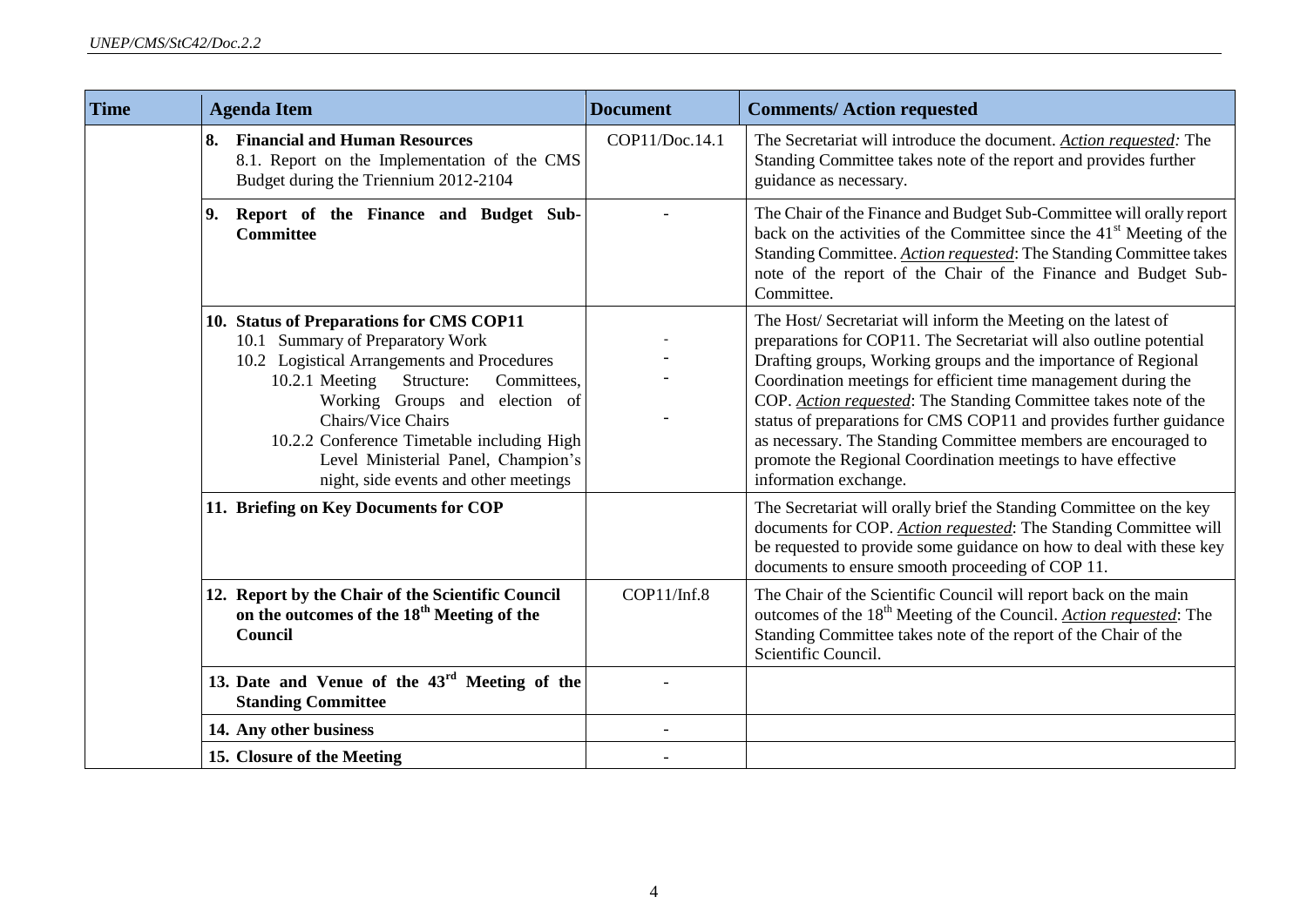| Time | Agenda Item | Document | Comments/ Action requested |
|---|---|---|---|
| | **8. Financial and Human Resources**<br>8.1. Report on the Implementation of the CMS Budget during the Triennium 2012-2104 | COP11/Doc.14.1 | The Secretariat will introduce the document. *Action requested:* The Standing Committee takes note of the report and provides further guidance as necessary. |
| | **9. Report of the Finance and Budget Sub-Committee** | - | The Chair of the Finance and Budget Sub-Committee will orally report back on the activities of the Committee since the 41st Meeting of the Standing Committee. *Action requested*: The Standing Committee takes note of the report of the Chair of the Finance and Budget Sub-Committee. |
| | **10. Status of Preparations for CMS COP11**<br>10.1 Summary of Preparatory Work<br>10.2 Logistical Arrangements and Procedures<br>10.2.1 Meeting Structure: Committees, Working Groups and election of Chairs/Vice Chairs<br>10.2.2 Conference Timetable including High Level Ministerial Panel, Champion's night, side events and other meetings | -<br>-<br>-<br>- | The Host/ Secretariat will inform the Meeting on the latest of preparations for COP11. The Secretariat will also outline potential Drafting groups, Working groups and the importance of Regional Coordination meetings for efficient time management during the COP. *Action requested*: The Standing Committee takes note of the status of preparations for CMS COP11 and provides further guidance as necessary. The Standing Committee members are encouraged to promote the Regional Coordination meetings to have effective information exchange. |
| | **11. Briefing on Key Documents for COP** | | The Secretariat will orally brief the Standing Committee on the key documents for COP. *Action requested*: The Standing Committee will be requested to provide some guidance on how to deal with these key documents to ensure smooth proceeding of COP 11. |
| | **12. Report by the Chair of the Scientific Council on the outcomes of the 18th Meeting of the Council** | COP11/Inf.8 | The Chair of the Scientific Council will report back on the main outcomes of the 18th Meeting of the Council. *Action requested*: The Standing Committee takes note of the report of the Chair of the Scientific Council. |
| | **13. Date and Venue of the 43rd Meeting of the Standing Committee** | - | |
| | **14. Any other business** | - | |
| | **15. Closure of the Meeting** | - | |